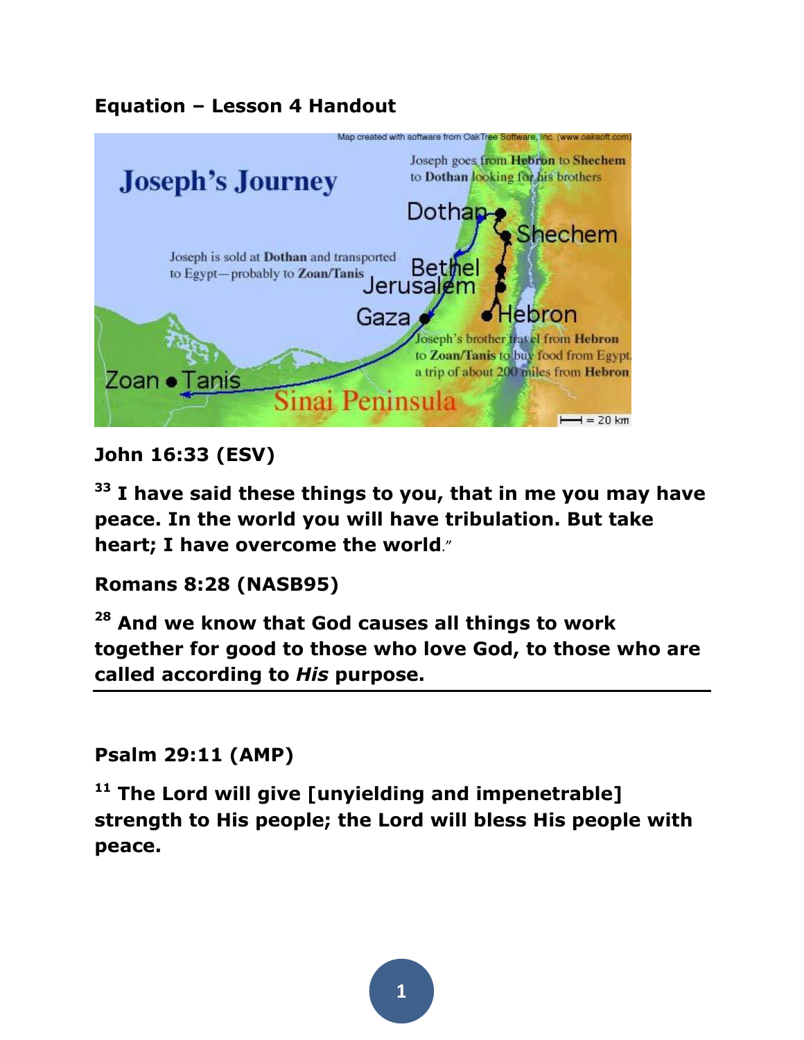**Equation – Lesson 4 Handout**

**John 16:33 (ESV)**

**[33] I have said these things to you, that in me you may have peace. In the world you will have tribulation. But take heart; I have overcome the world**."

**Romans 8:28 (NASB95)**

**[28] And we know that God causes all things to work together for good to those who love God, to those who are called according to *His* purpose.**

---

**Psalm 29:11 (AMP)**

**[11] The Lord will give [unyielding and impenetrable] strength to His people; the Lord will bless His people with peace.**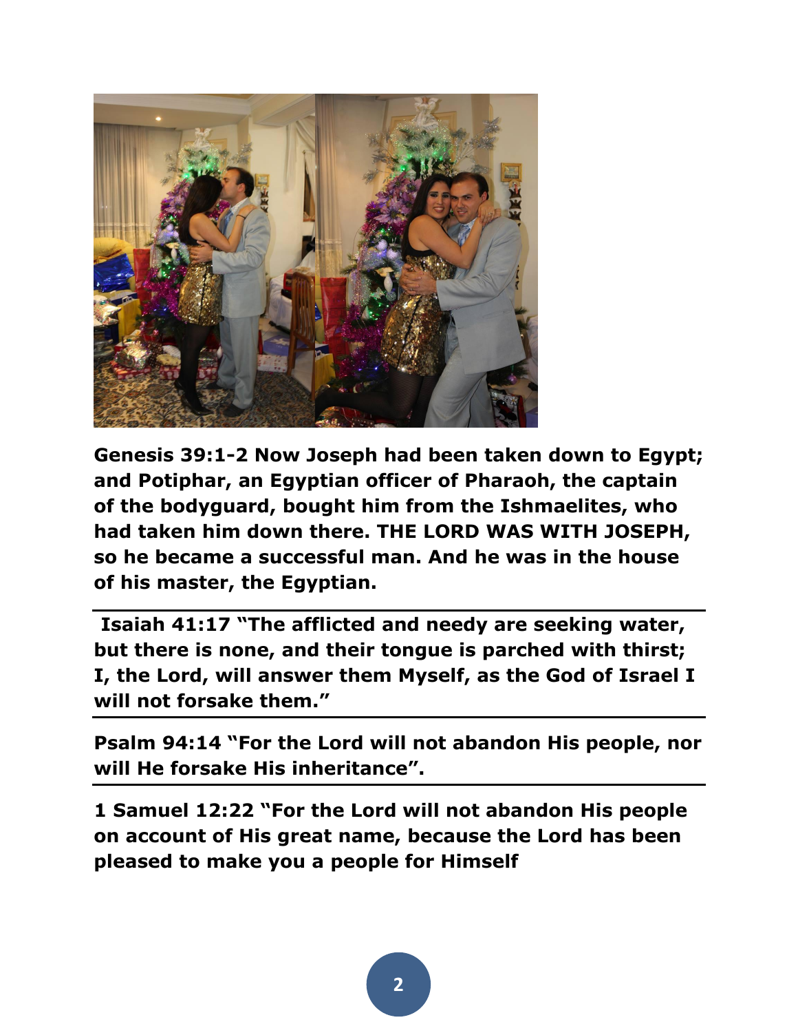**Genesis 39:1-2 Now Joseph had been taken down to Egypt; and Potiphar, an Egyptian officer of Pharaoh, the captain of the bodyguard, bought him from the Ishmaelites, who had taken him down there. THE LORD WAS WITH JOSEPH, so he became a successful man. And he was in the house of his master, the Egyptian.**

---

**Isaiah 41:17 "The afflicted and needy are seeking water, but there is none, and their tongue is parched with thirst; I, the Lord, will answer them Myself, as the God of Israel I will not forsake them."**

---

**Psalm 94:14 "For the Lord will not abandon His people, nor will He forsake His inheritance".**

---

**1 Samuel 12:22 "For the Lord will not abandon His people on account of His great name, because the Lord has been pleased to make you a people for Himself**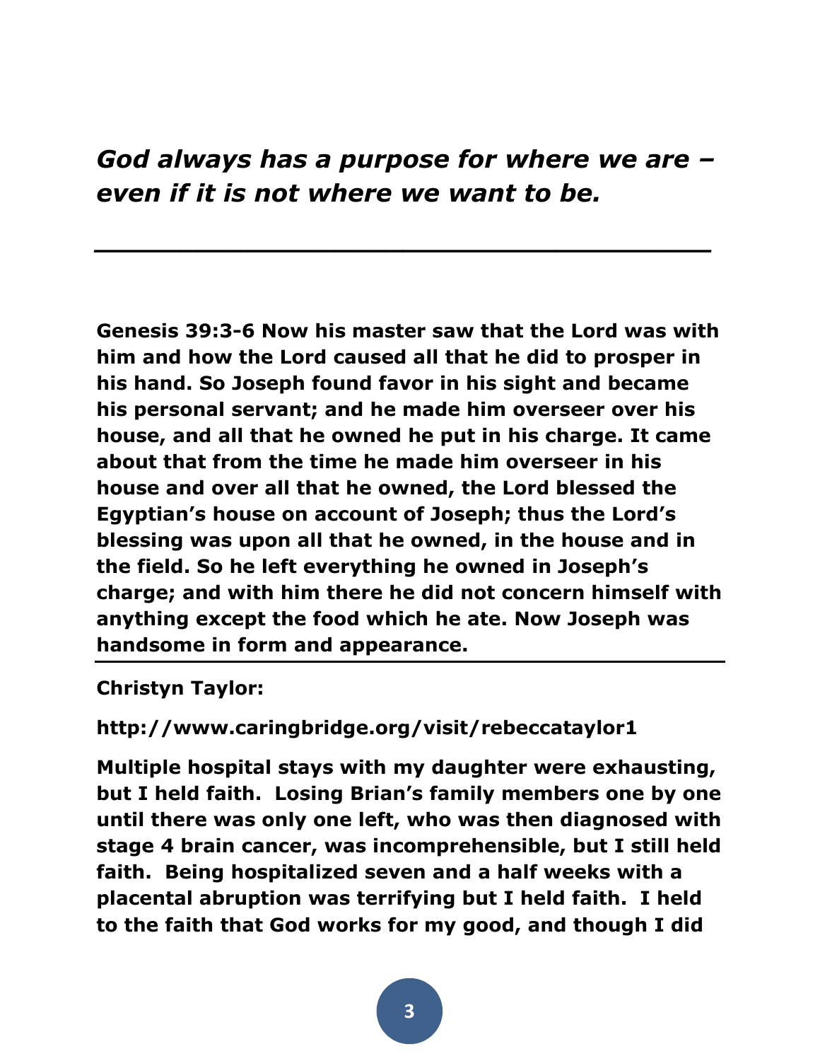*God always has a purpose for where we are – even if it is not where we want to be.*

---

**Genesis 39:3-6 Now his master saw that the Lord was with him and how the Lord caused all that he did to prosper in his hand. So Joseph found favor in his sight and became his personal servant; and he made him overseer over his house, and all that he owned he put in his charge. It came about that from the time he made him overseer in his house and over all that he owned, the Lord blessed the Egyptian's house on account of Joseph; thus the Lord's blessing was upon all that he owned, in the house and in the field. So he left everything he owned in Joseph's charge; and with him there he did not concern himself with anything except the food which he ate. Now Joseph was handsome in form and appearance.**

---

**Christyn Taylor:**

**http://www.caringbridge.org/visit/rebeccataylor1**

**Multiple hospital stays with my daughter were exhausting, but I held faith. Losing Brian's family members one by one until there was only one left, who was then diagnosed with stage 4 brain cancer, was incomprehensible, but I still held faith. Being hospitalized seven and a half weeks with a placental abruption was terrifying but I held faith. I held to the faith that God works for my good, and though I did**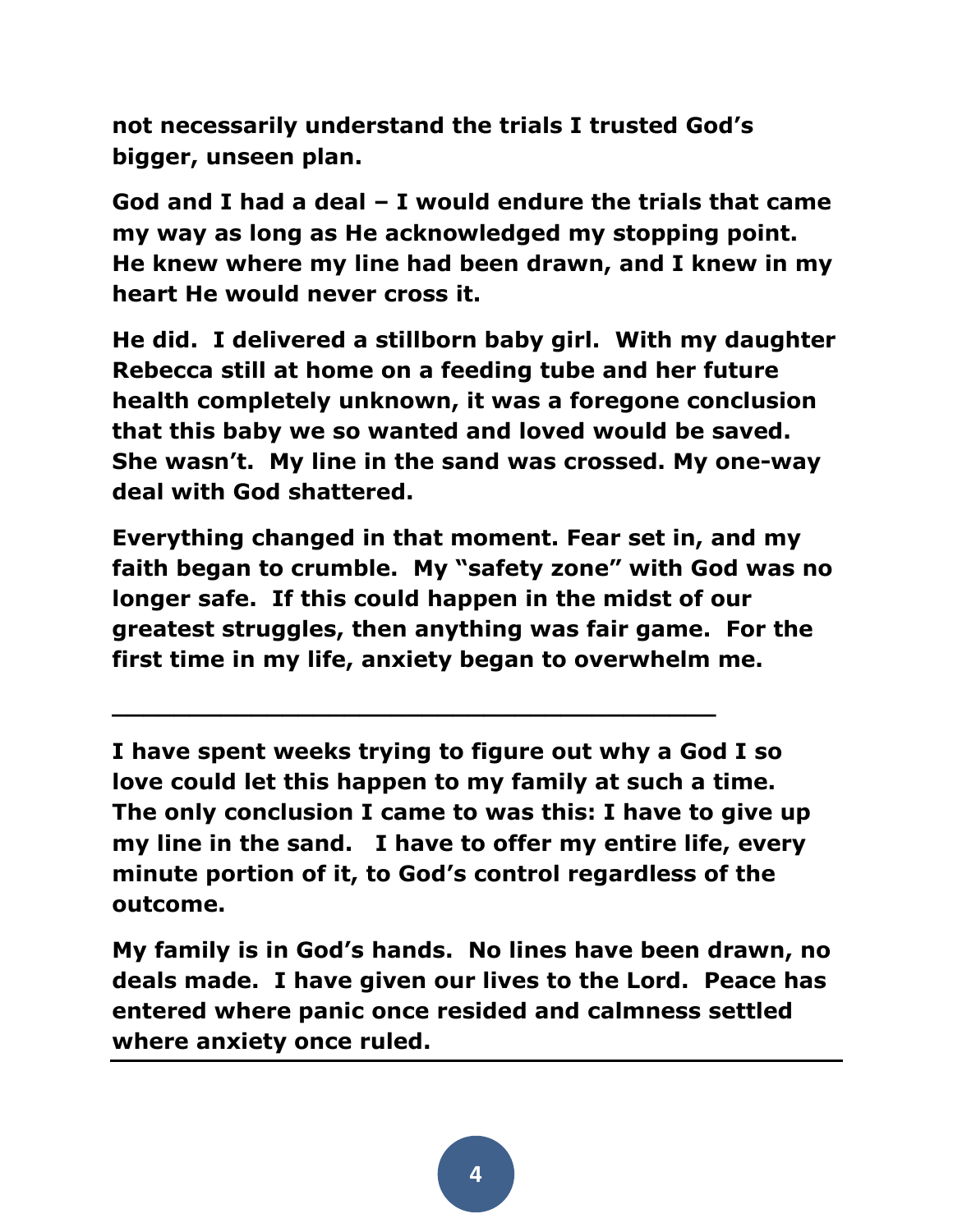**not necessarily understand the trials I trusted God's bigger, unseen plan.**

**God and I had a deal – I would endure the trials that came my way as long as He acknowledged my stopping point. He knew where my line had been drawn, and I knew in my heart He would never cross it.**

**He did. I delivered a stillborn baby girl. With my daughter Rebecca still at home on a feeding tube and her future health completely unknown, it was a foregone conclusion that this baby we so wanted and loved would be saved. She wasn't. My line in the sand was crossed. My one-way deal with God shattered.**

**Everything changed in that moment. Fear set in, and my faith began to crumble. My "safety zone" with God was no longer safe. If this could happen in the midst of our greatest struggles, then anything was fair game. For the first time in my life, anxiety began to overwhelm me.**

---

**I have spent weeks trying to figure out why a God I so love could let this happen to my family at such a time. The only conclusion I came to was this: I have to give up my line in the sand. I have to offer my entire life, every minute portion of it, to God's control regardless of the outcome.**

**My family is in God's hands. No lines have been drawn, no deals made. I have given our lives to the Lord. Peace has entered where panic once resided and calmness settled where anxiety once ruled.**

---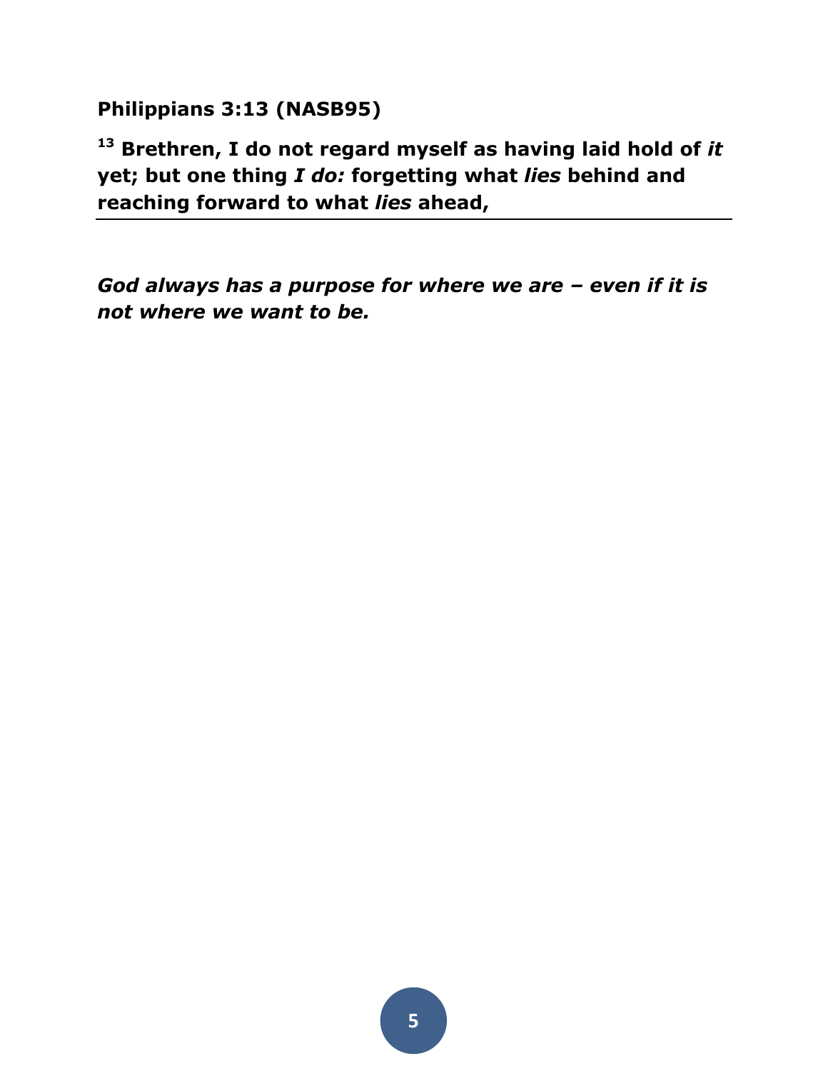**Philippians 3:13 (NASB95)**

**[13] Brethren, I do not regard myself as having laid hold of *it* yet; but one thing *I do:* forgetting what *lies* behind and reaching forward to what *lies* ahead,**

---

***God always has a purpose for where we are – even if it is not where we want to be.***